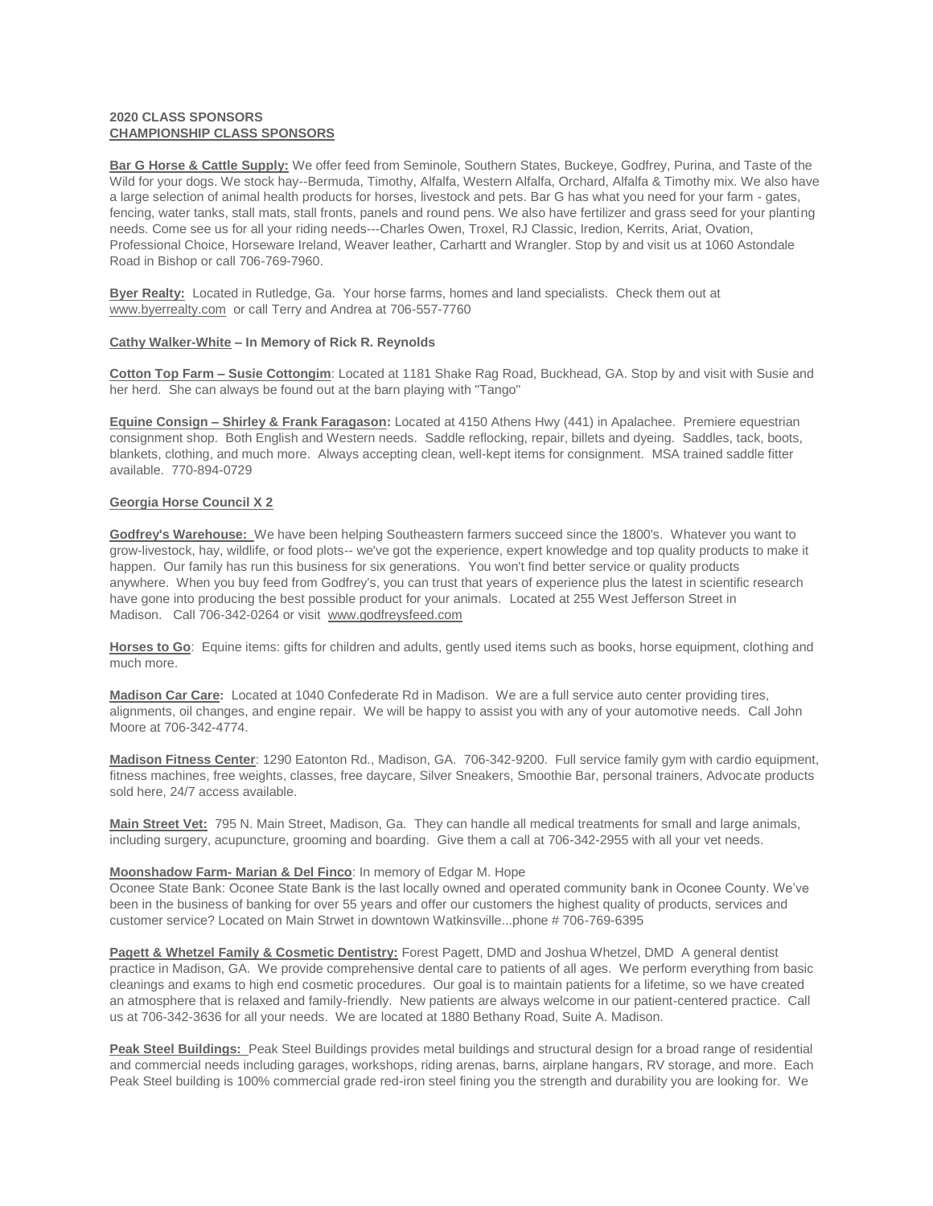**2020 CLASS SPONSORS**
**CHAMPIONSHIP CLASS SPONSORS**

**Bar G Horse & Cattle Supply:** We offer feed from Seminole, Southern States, Buckeye, Godfrey, Purina, and Taste of the Wild for your dogs. We stock hay--Bermuda, Timothy, Alfalfa, Western Alfalfa, Orchard, Alfalfa & Timothy mix. We also have a large selection of animal health products for horses, livestock and pets. Bar G has what you need for your farm - gates, fencing, water tanks, stall mats, stall fronts, panels and round pens. We also have fertilizer and grass seed for your planting needs. Come see us for all your riding needs---Charles Owen, Troxel, RJ Classic, Iredion, Kerrits, Ariat, Ovation, Professional Choice, Horseware Ireland, Weaver leather, Carhartt and Wrangler. Stop by and visit us at 1060 Astondale Road in Bishop or call 706-769-7960.

**Byer Realty:** Located in Rutledge, Ga. Your horse farms, homes and land specialists. Check them out at www.byerrealty.com or call Terry and Andrea at 706-557-7760

**Cathy Walker-White – In Memory of Rick R. Reynolds**

**Cotton Top Farm – Susie Cottongim**: Located at 1181 Shake Rag Road, Buckhead, GA. Stop by and visit with Susie and her herd. She can always be found out at the barn playing with "Tango"

**Equine Consign – Shirley & Frank Faragason:** Located at 4150 Athens Hwy (441) in Apalachee. Premiere equestrian consignment shop. Both English and Western needs. Saddle reflocking, repair, billets and dyeing. Saddles, tack, boots, blankets, clothing, and much more. Always accepting clean, well-kept items for consignment. MSA trained saddle fitter available. 770-894-0729

**Georgia Horse Council X 2**

**Godfrey's Warehouse:** We have been helping Southeastern farmers succeed since the 1800's. Whatever you want to grow-livestock, hay, wildlife, or food plots-- we've got the experience, expert knowledge and top quality products to make it happen. Our family has run this business for six generations. You won't find better service or quality products anywhere. When you buy feed from Godfrey's, you can trust that years of experience plus the latest in scientific research have gone into producing the best possible product for your animals. Located at 255 West Jefferson Street in Madison. Call 706-342-0264 or visit www.godfreysfeed.com

**Horses to Go**: Equine items: gifts for children and adults, gently used items such as books, horse equipment, clothing and much more.

**Madison Car Care:** Located at 1040 Confederate Rd in Madison. We are a full service auto center providing tires, alignments, oil changes, and engine repair. We will be happy to assist you with any of your automotive needs. Call John Moore at 706-342-4774.

**Madison Fitness Center**: 1290 Eatonton Rd., Madison, GA. 706-342-9200. Full service family gym with cardio equipment, fitness machines, free weights, classes, free daycare, Silver Sneakers, Smoothie Bar, personal trainers, Advocate products sold here, 24/7 access available.

**Main Street Vet:** 795 N. Main Street, Madison, Ga. They can handle all medical treatments for small and large animals, including surgery, acupuncture, grooming and boarding. Give them a call at 706-342-2955 with all your vet needs.

**Moonshadow Farm- Marian & Del Finco**: In memory of Edgar M. Hope
Oconee State Bank: Oconee State Bank is the last locally owned and operated community bank in Oconee County. We've been in the business of banking for over 55 years and offer our customers the highest quality of products, services and customer service? Located on Main Strwet in downtown Watkinsville...phone # 706-769-6395

**Pagett & Whetzel Family & Cosmetic Dentistry:** Forest Pagett, DMD and Joshua Whetzel, DMD A general dentist practice in Madison, GA. We provide comprehensive dental care to patients of all ages. We perform everything from basic cleanings and exams to high end cosmetic procedures. Our goal is to maintain patients for a lifetime, so we have created an atmosphere that is relaxed and family-friendly. New patients are always welcome in our patient-centered practice. Call us at 706-342-3636 for all your needs. We are located at 1880 Bethany Road, Suite A. Madison.

**Peak Steel Buildings:** Peak Steel Buildings provides metal buildings and structural design for a broad range of residential and commercial needs including garages, workshops, riding arenas, barns, airplane hangars, RV storage, and more. Each Peak Steel building is 100% commercial grade red-iron steel fining you the strength and durability you are looking for. We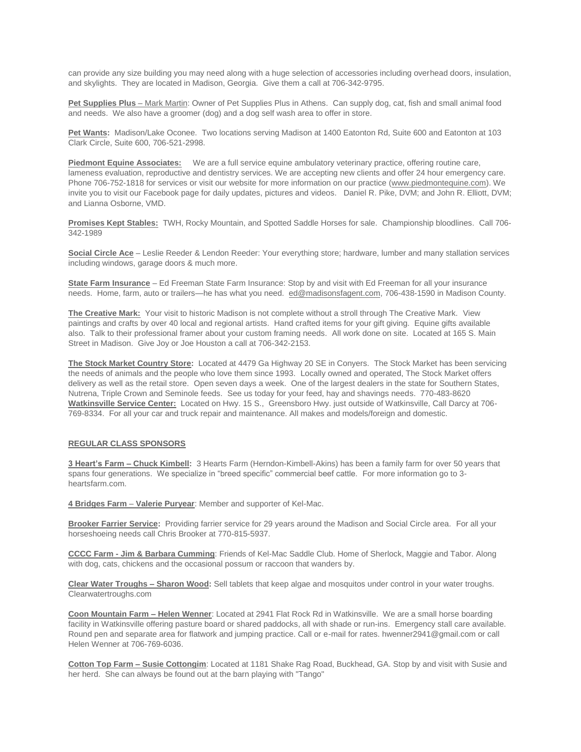can provide any size building you may need along with a huge selection of accessories including overhead doors, insulation, and skylights. They are located in Madison, Georgia. Give them a call at 706-342-9795.

**Pet Supplies Plus** – Mark Martin: Owner of Pet Supplies Plus in Athens. Can supply dog, cat, fish and small animal food and needs. We also have a groomer (dog) and a dog self wash area to offer in store.

**Pet Wants:** Madison/Lake Oconee. Two locations serving Madison at 1400 Eatonton Rd, Suite 600 and Eatonton at 103 Clark Circle, Suite 600, 706-521-2998.

**Piedmont Equine Associates:** We are a full service equine ambulatory veterinary practice, offering routine care, lameness evaluation, reproductive and dentistry services. We are accepting new clients and offer 24 hour emergency care. Phone 706-752-1818 for services or visit our website for more information on our practice (www.piedmontequine.com). We invite you to visit our Facebook page for daily updates, pictures and videos. Daniel R. Pike, DVM; and John R. Elliott, DVM; and Lianna Osborne, VMD.

**Promises Kept Stables:** TWH, Rocky Mountain, and Spotted Saddle Horses for sale. Championship bloodlines. Call 706-342-1989

**Social Circle Ace** – Leslie Reeder & Lendon Reeder: Your everything store; hardware, lumber and many stallation services including windows, garage doors & much more.

**State Farm Insurance** – Ed Freeman State Farm Insurance: Stop by and visit with Ed Freeman for all your insurance needs. Home, farm, auto or trailers—he has what you need. ed@madisonsfagent.com, 706-438-1590 in Madison County.

**The Creative Mark:** Your visit to historic Madison is not complete without a stroll through The Creative Mark. View paintings and crafts by over 40 local and regional artists. Hand crafted items for your gift giving. Equine gifts available also. Talk to their professional framer about your custom framing needs. All work done on site. Located at 165 S. Main Street in Madison. Give Joy or Joe Houston a call at 706-342-2153.

**The Stock Market Country Store:** Located at 4479 Ga Highway 20 SE in Conyers. The Stock Market has been servicing the needs of animals and the people who love them since 1993. Locally owned and operated, The Stock Market offers delivery as well as the retail store. Open seven days a week. One of the largest dealers in the state for Southern States, Nutrena, Triple Crown and Seminole feeds. See us today for your feed, hay and shavings needs. 770-483-8620

**Watkinsville Service Center:** Located on Hwy. 15 S., Greensboro Hwy. just outside of Watkinsville, Call Darcy at 706-769-8334. For all your car and truck repair and maintenance. All makes and models/foreign and domestic.

## REGULAR CLASS SPONSORS

**3 Heart's Farm – Chuck Kimbell:** 3 Hearts Farm (Herndon-Kimbell-Akins) has been a family farm for over 50 years that spans four generations. We specialize in "breed specific" commercial beef cattle. For more information go to 3-heartsfarm.com.

**4 Bridges Farm – Valerie Puryear**: Member and supporter of Kel-Mac.

**Brooker Farrier Service:** Providing farrier service for 29 years around the Madison and Social Circle area. For all your horseshoeing needs call Chris Brooker at 770-815-5937.

**CCCC Farm - Jim & Barbara Cumming**: Friends of Kel-Mac Saddle Club. Home of Sherlock, Maggie and Tabor. Along with dog, cats, chickens and the occasional possum or raccoon that wanders by.

**Clear Water Troughs – Sharon Wood:** Sell tablets that keep algae and mosquitos under control in your water troughs. Clearwatertroughs.com

**Coon Mountain Farm – Helen Wenner**: Located at 2941 Flat Rock Rd in Watkinsville. We are a small horse boarding facility in Watkinsville offering pasture board or shared paddocks, all with shade or run-ins. Emergency stall care available. Round pen and separate area for flatwork and jumping practice. Call or e-mail for rates. hwenner2941@gmail.com or call Helen Wenner at 706-769-6036.

**Cotton Top Farm – Susie Cottongim**: Located at 1181 Shake Rag Road, Buckhead, GA. Stop by and visit with Susie and her herd. She can always be found out at the barn playing with "Tango"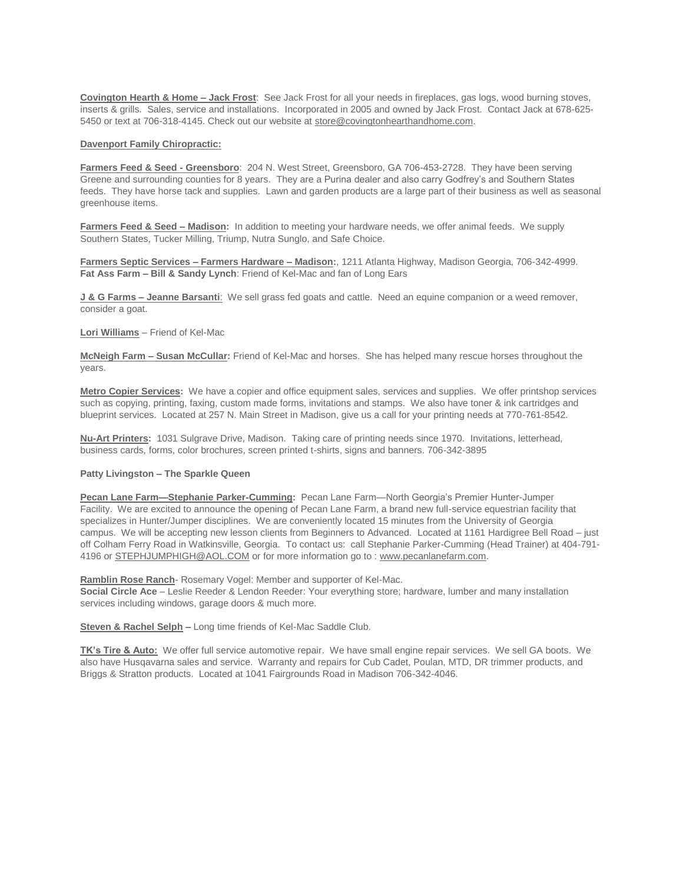**Covington Hearth & Home – Jack Frost**: See Jack Frost for all your needs in fireplaces, gas logs, wood burning stoves, inserts & grills. Sales, service and installations. Incorporated in 2005 and owned by Jack Frost. Contact Jack at 678-625-5450 or text at 706-318-4145. Check out our website at store@covingtonhearthandhome.com.

**Davenport Family Chiropractic:**

**Farmers Feed & Seed - Greensboro**: 204 N. West Street, Greensboro, GA 706-453-2728. They have been serving Greene and surrounding counties for 8 years. They are a Purina dealer and also carry Godfrey's and Southern States feeds. They have horse tack and supplies. Lawn and garden products are a large part of their business as well as seasonal greenhouse items.

**Farmers Feed & Seed – Madison:** In addition to meeting your hardware needs, we offer animal feeds. We supply Southern States, Tucker Milling, Triump, Nutra Sunglo, and Safe Choice.

**Farmers Septic Services – Farmers Hardware – Madison:**, 1211 Atlanta Highway, Madison Georgia, 706-342-4999.
**Fat Ass Farm – Bill & Sandy Lynch**: Friend of Kel-Mac and fan of Long Ears

**J & G Farms – Jeanne Barsanti**: We sell grass fed goats and cattle. Need an equine companion or a weed remover, consider a goat.

**Lori Williams** – Friend of Kel-Mac

**McNeigh Farm – Susan McCullar:** Friend of Kel-Mac and horses. She has helped many rescue horses throughout the years.

**Metro Copier Services:** We have a copier and office equipment sales, services and supplies. We offer printshop services such as copying, printing, faxing, custom made forms, invitations and stamps. We also have toner & ink cartridges and blueprint services. Located at 257 N. Main Street in Madison, give us a call for your printing needs at 770-761-8542.

**Nu-Art Printers:** 1031 Sulgrave Drive, Madison. Taking care of printing needs since 1970. Invitations, letterhead, business cards, forms, color brochures, screen printed t-shirts, signs and banners. 706-342-3895

**Patty Livingston – The Sparkle Queen**

**Pecan Lane Farm—Stephanie Parker-Cumming:** Pecan Lane Farm—North Georgia's Premier Hunter-Jumper Facility. We are excited to announce the opening of Pecan Lane Farm, a brand new full-service equestrian facility that specializes in Hunter/Jumper disciplines. We are conveniently located 15 minutes from the University of Georgia campus. We will be accepting new lesson clients from Beginners to Advanced. Located at 1161 Hardigree Bell Road – just off Colham Ferry Road in Watkinsville, Georgia. To contact us: call Stephanie Parker-Cumming (Head Trainer) at 404-791-4196 or STEPHJUMPHIGH@AOL.COM or for more information go to : www.pecanlanefarm.com.

**Ramblin Rose Ranch**- Rosemary Vogel: Member and supporter of Kel-Mac.
**Social Circle Ace** – Leslie Reeder & Lendon Reeder: Your everything store; hardware, lumber and many installation services including windows, garage doors & much more.

**Steven & Rachel Selph –** Long time friends of Kel-Mac Saddle Club.

**TK's Tire & Auto:** We offer full service automotive repair. We have small engine repair services. We sell GA boots. We also have Husqavarna sales and service. Warranty and repairs for Cub Cadet, Poulan, MTD, DR trimmer products, and Briggs & Stratton products. Located at 1041 Fairgrounds Road in Madison 706-342-4046.